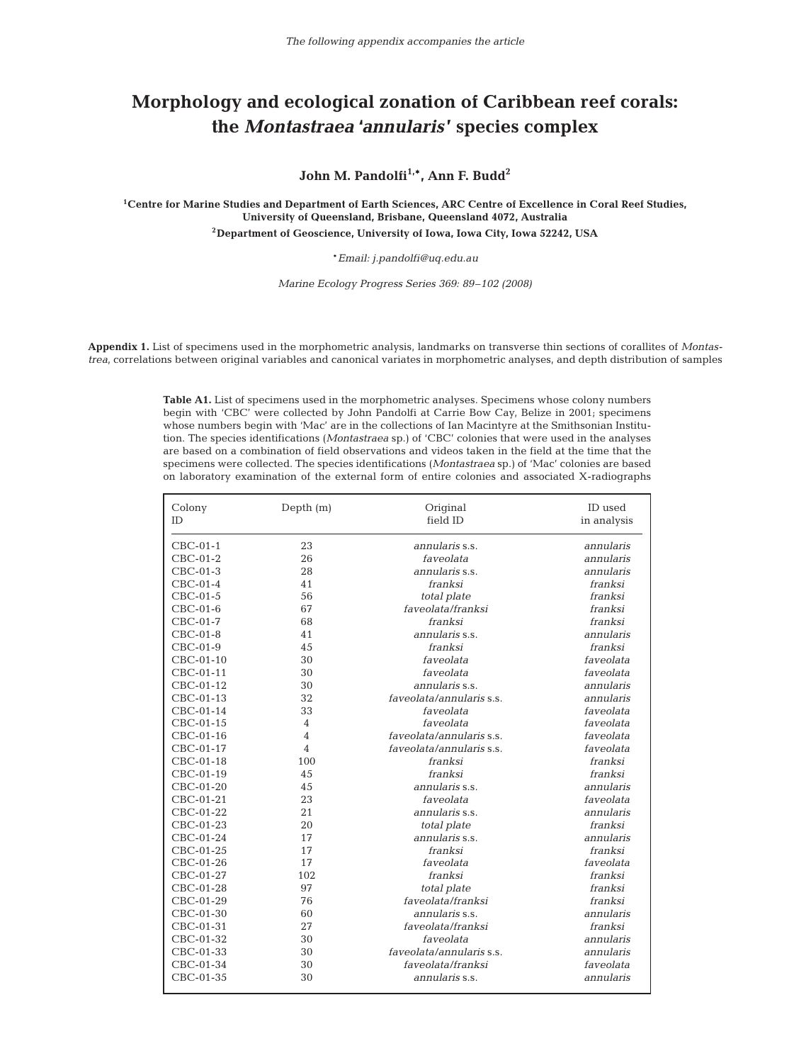The following appendix accompanies the article

# Morphology and ecological zonation of Caribbean reef corals: the *Montastraea 'annularis'* species complex

**John M. Pandolfi[1,*], Ann F. Budd[2]**

[1]Centre for Marine Studies and Department of Earth Sciences, ARC Centre of Excellence in Coral Reef Studies, University of Queensland, Brisbane, Queensland 4072, Australia

[2]Department of Geoscience, University of Iowa, Iowa City, Iowa 52242, USA

*Email: j.pandolfi@uq.edu.au

*Marine Ecology Progress Series 369: 89–102 (2008)*

**Appendix 1.** List of specimens used in the morphometric analysis, landmarks on transverse thin sections of corallites of *Montastrea*, correlations between original variables and canonical variates in morphometric analyses, and depth distribution of samples

**Table A1.** List of specimens used in the morphometric analyses. Specimens whose colony numbers begin with 'CBC' were collected by John Pandolfi at Carrie Bow Cay, Belize in 2001; specimens whose numbers begin with 'Mac' are in the collections of Ian Macintyre at the Smithsonian Institution. The species identifications (*Montastraea* sp.) of 'CBC' colonies that were used in the analyses are based on a combination of field observations and videos taken in the field at the time that the specimens were collected. The species identifications (*Montastraea* sp.) of 'Mac' colonies are based on laboratory examination of the external form of entire colonies and associated X-radiographs

| Colony ID | Depth (m) | Original field ID | ID used in analysis |
|---|---|---|---|
| CBC-01-1 | 23 | *annularis* s.s. | *annularis* |
| CBC-01-2 | 26 | *faveolata* | *annularis* |
| CBC-01-3 | 28 | *annularis* s.s. | *annularis* |
| CBC-01-4 | 41 | *franksi* | *franksi* |
| CBC-01-5 | 56 | *total plate* | *franksi* |
| CBC-01-6 | 67 | *faveolata/franksi* | *franksi* |
| CBC-01-7 | 68 | *franksi* | *franksi* |
| CBC-01-8 | 41 | *annularis* s.s. | *annularis* |
| CBC-01-9 | 45 | *franksi* | *franksi* |
| CBC-01-10 | 30 | *faveolata* | *faveolata* |
| CBC-01-11 | 30 | *faveolata* | *faveolata* |
| CBC-01-12 | 30 | *annularis* s.s. | *annularis* |
| CBC-01-13 | 32 | *faveolata/annularis* s.s. | *annularis* |
| CBC-01-14 | 33 | *faveolata* | *faveolata* |
| CBC-01-15 | 4 | *faveolata* | *faveolata* |
| CBC-01-16 | 4 | *faveolata/annularis* s.s. | *faveolata* |
| CBC-01-17 | 4 | *faveolata/annularis* s.s. | *faveolata* |
| CBC-01-18 | 100 | *franksi* | *franksi* |
| CBC-01-19 | 45 | *franksi* | *franksi* |
| CBC-01-20 | 45 | *annularis* s.s. | *annularis* |
| CBC-01-21 | 23 | *faveolata* | *faveolata* |
| CBC-01-22 | 21 | *annularis* s.s. | *annularis* |
| CBC-01-23 | 20 | *total plate* | *franksi* |
| CBC-01-24 | 17 | *annularis* s.s. | *annularis* |
| CBC-01-25 | 17 | *franksi* | *franksi* |
| CBC-01-26 | 17 | *faveolata* | *faveolata* |
| CBC-01-27 | 102 | *franksi* | *franksi* |
| CBC-01-28 | 97 | *total plate* | *franksi* |
| CBC-01-29 | 76 | *faveolata/franksi* | *franksi* |
| CBC-01-30 | 60 | *annularis* s.s. | *annularis* |
| CBC-01-31 | 27 | *faveolata/franksi* | *franksi* |
| CBC-01-32 | 30 | *faveolata* | *annularis* |
| CBC-01-33 | 30 | *faveolata/annularis* s.s. | *annularis* |
| CBC-01-34 | 30 | *faveolata/franksi* | *faveolata* |
| CBC-01-35 | 30 | *annularis* s.s. | *annularis* |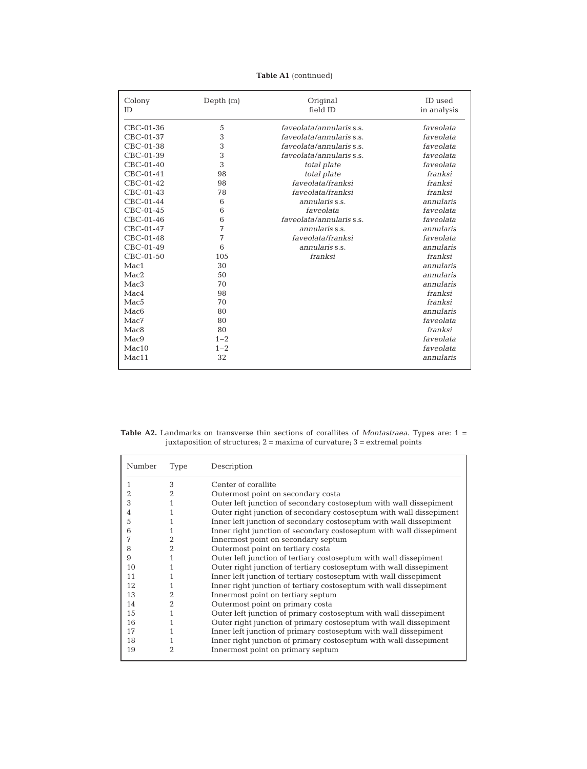**Table A1** (continued)

| Colony ID | Depth (m) | Original field ID | ID used in analysis |
|---|---|---|---|
| CBC-01-36 | 5 | *faveolata/annularis* s.s. | *faveolata* |
| CBC-01-37 | 3 | *faveolata/annularis* s.s. | *faveolata* |
| CBC-01-38 | 3 | *faveolata/annularis* s.s. | *faveolata* |
| CBC-01-39 | 3 | *faveolata/annularis* s.s. | *faveolata* |
| CBC-01-40 | 3 | *total plate* | *faveolata* |
| CBC-01-41 | 98 | *total plate* | *franksi* |
| CBC-01-42 | 98 | *faveolata/franksi* | *franksi* |
| CBC-01-43 | 78 | *faveolata/franksi* | *franksi* |
| CBC-01-44 | 6 | *annularis* s.s. | *annularis* |
| CBC-01-45 | 6 | *faveolata* | *faveolata* |
| CBC-01-46 | 6 | *faveolata/annularis* s.s. | *faveolata* |
| CBC-01-47 | 7 | *annularis* s.s. | *annularis* |
| CBC-01-48 | 7 | *faveolata/franksi* | *faveolata* |
| CBC-01-49 | 6 | *annularis* s.s. | *annularis* |
| CBC-01-50 | 105 | *franksi* | *franksi* |
| Mac1 | 30 | | *annularis* |
| Mac2 | 50 | | *annularis* |
| Mac3 | 70 | | *annularis* |
| Mac4 | 98 | | *franksi* |
| Mac5 | 70 | | *franksi* |
| Mac6 | 80 | | *annularis* |
| Mac7 | 80 | | *faveolata* |
| Mac8 | 80 | | *franksi* |
| Mac9 | 1–2 | | *faveolata* |
| Mac10 | 1–2 | | *faveolata* |
| Mac11 | 32 | | *annularis* |

**Table A2.** Landmarks on transverse thin sections of corallites of *Montastraea*. Types are: 1 = juxtaposition of structures; 2 = maxima of curvature; 3 = extremal points

| Number | Type | Description |
|---|---|---|
| 1 | 3 | Center of corallite |
| 2 | 2 | Outermost point on secondary costa |
| 3 | 1 | Outer left junction of secondary costoseptum with wall dissepiment |
| 4 | 1 | Outer right junction of secondary costoseptum with wall dissepiment |
| 5 | 1 | Inner left junction of secondary costoseptum with wall dissepiment |
| 6 | 1 | Inner right junction of secondary costoseptum with wall dissepiment |
| 7 | 2 | Innermost point on secondary septum |
| 8 | 2 | Outermost point on tertiary costa |
| 9 | 1 | Outer left junction of tertiary costoseptum with wall dissepiment |
| 10 | 1 | Outer right junction of tertiary costoseptum with wall dissepiment |
| 11 | 1 | Inner left junction of tertiary costoseptum with wall dissepiment |
| 12 | 1 | Inner right junction of tertiary costoseptum with wall dissepiment |
| 13 | 2 | Innermost point on tertiary septum |
| 14 | 2 | Outermost point on primary costa |
| 15 | 1 | Outer left junction of primary costoseptum with wall dissepiment |
| 16 | 1 | Outer right junction of primary costoseptum with wall dissepiment |
| 17 | 1 | Inner left junction of primary costoseptum with wall dissepiment |
| 18 | 1 | Inner right junction of primary costoseptum with wall dissepiment |
| 19 | 2 | Innermost point on primary septum |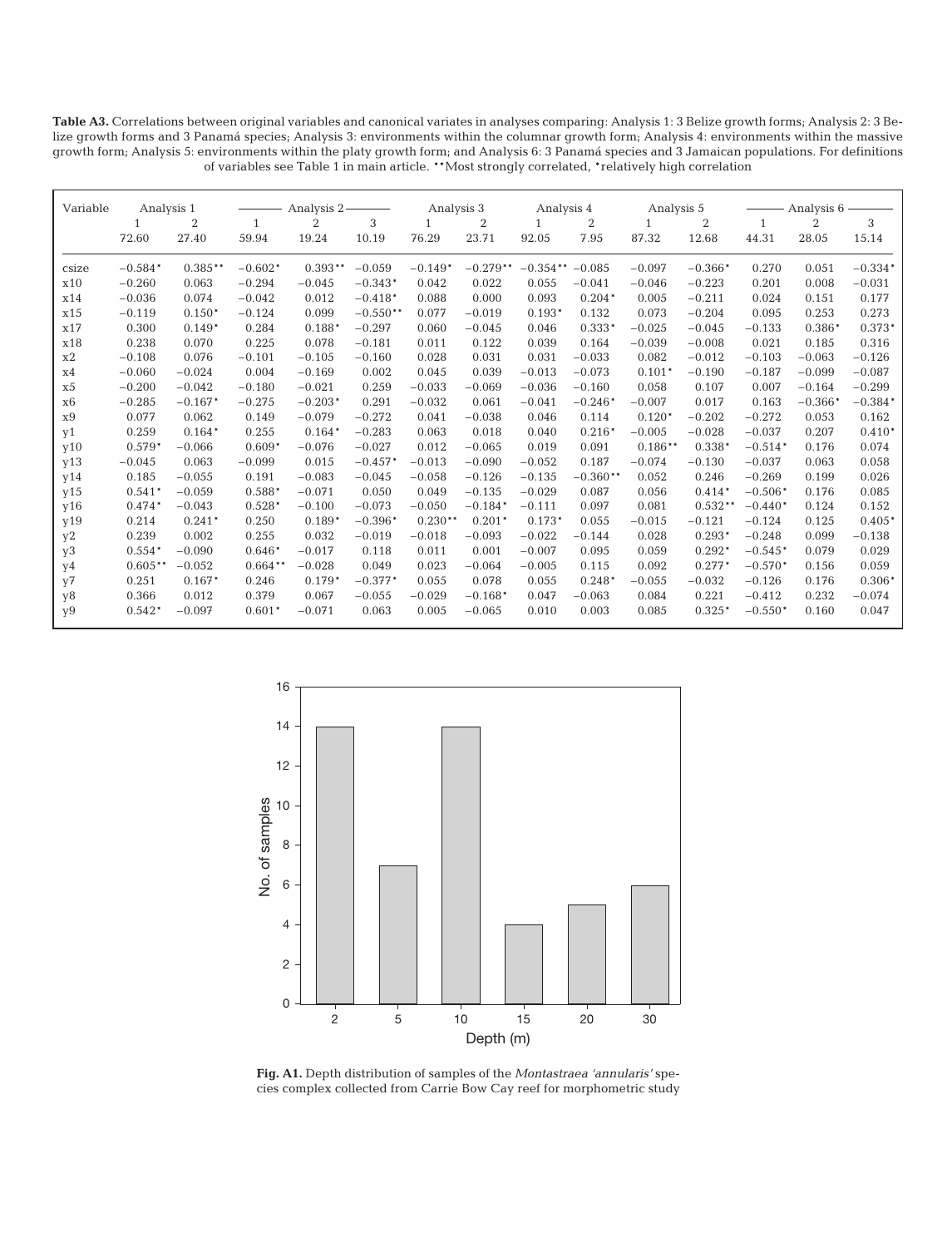**Table A3.** Correlations between original variables and canonical variates in analyses comparing: Analysis 1: 3 Belize growth forms; Analysis 2: 3 Belize growth forms and 3 Panamá species; Analysis 3: environments within the columnar growth form; Analysis 4: environments within the massive growth form; Analysis 5: environments within the platy growth form; and Analysis 6: 3 Panamá species and 3 Jamaican populations. For definitions of variables see Table 1 in main article. **Most strongly correlated, *relatively high correlation

| Variable | Analysis 1 | | Analysis 2 | | | Analysis 3 | | Analysis 4 | | Analysis 5 | | Analysis 6 | | |
|---|---|---|---|---|---|---|---|---|---|---|---|---|---|---|
| | 1 | 2 | 1 | 2 | 3 | 1 | 2 | 1 | 2 | 1 | 2 | 1 | 2 | 3 |
| | 72.60 | 27.40 | 59.94 | 19.24 | 10.19 | 76.29 | 23.71 | 92.05 | 7.95 | 87.32 | 12.68 | 44.31 | 28.05 | 15.14 |
| csize | −0.584* | 0.385** | −0.602* | 0.393** | −0.059 | −0.149* | −0.279** | −0.354** | −0.085 | −0.097 | −0.366* | 0.270 | 0.051 | −0.334* |
| x10 | −0.260 | 0.063 | −0.294 | −0.045 | −0.343* | 0.042 | 0.022 | 0.055 | −0.041 | −0.046 | −0.223 | 0.201 | 0.008 | −0.031 |
| x14 | −0.036 | 0.074 | −0.042 | 0.012 | −0.418* | 0.088 | 0.000 | 0.093 | 0.204* | 0.005 | −0.211 | 0.024 | 0.151 | 0.177 |
| x15 | −0.119 | 0.150* | −0.124 | 0.099 | −0.550** | 0.077 | −0.019 | 0.193* | 0.132 | 0.073 | −0.204 | 0.095 | 0.253 | 0.273 |
| x17 | 0.300 | 0.149* | 0.284 | 0.188* | −0.297 | 0.060 | −0.045 | 0.046 | 0.333* | −0.025 | −0.045 | −0.133 | 0.386* | 0.373* |
| x18 | 0.238 | 0.070 | 0.225 | 0.078 | −0.181 | 0.011 | 0.122 | 0.039 | 0.164 | −0.039 | −0.008 | 0.021 | 0.185 | 0.316 |
| x2 | −0.108 | 0.076 | −0.101 | −0.105 | −0.160 | 0.028 | 0.031 | 0.031 | −0.033 | 0.082 | −0.012 | −0.103 | −0.063 | −0.126 |
| x4 | −0.060 | −0.024 | 0.004 | −0.169 | 0.002 | 0.045 | 0.039 | −0.013 | −0.073 | 0.101* | −0.190 | −0.187 | −0.099 | −0.087 |
| x5 | −0.200 | −0.042 | −0.180 | −0.021 | 0.259 | −0.033 | −0.069 | −0.036 | −0.160 | 0.058 | 0.107 | 0.007 | −0.164 | −0.299 |
| x6 | −0.285 | −0.167* | −0.275 | −0.203* | 0.291 | −0.032 | 0.061 | −0.041 | −0.246* | −0.007 | 0.017 | 0.163 | −0.366* | −0.384* |
| x9 | 0.077 | 0.062 | 0.149 | −0.079 | −0.272 | 0.041 | −0.038 | 0.046 | 0.114 | 0.120* | −0.202 | −0.272 | 0.053 | 0.162 |
| y1 | 0.259 | 0.164* | 0.255 | 0.164* | −0.283 | 0.063 | 0.018 | 0.040 | 0.216* | −0.005 | −0.028 | −0.037 | 0.207 | 0.410* |
| y10 | 0.579* | −0.066 | 0.609* | −0.076 | −0.027 | 0.012 | −0.065 | 0.019 | 0.091 | 0.186** | 0.338* | −0.514* | 0.176 | 0.074 |
| y13 | −0.045 | 0.063 | −0.099 | 0.015 | −0.457* | −0.013 | −0.090 | −0.052 | 0.187 | −0.074 | −0.130 | −0.037 | 0.063 | 0.058 |
| y14 | 0.185 | −0.055 | 0.191 | −0.083 | −0.045 | −0.058 | −0.126 | −0.135 | −0.360** | 0.052 | 0.246 | −0.269 | 0.199 | 0.026 |
| y15 | 0.541* | −0.059 | 0.588* | −0.071 | 0.050 | 0.049 | −0.135 | −0.029 | 0.087 | 0.056 | 0.414* | −0.506* | 0.176 | 0.085 |
| y16 | 0.474* | −0.043 | 0.528* | −0.100 | −0.073 | −0.050 | −0.184* | −0.111 | 0.097 | 0.081 | 0.532** | −0.440* | 0.124 | 0.152 |
| y19 | 0.214 | 0.241* | 0.250 | 0.189* | −0.396* | 0.230** | 0.201* | 0.173* | 0.055 | −0.015 | −0.121 | −0.124 | 0.125 | 0.405* |
| y2 | 0.239 | 0.002 | 0.255 | 0.032 | −0.019 | −0.018 | −0.093 | −0.022 | −0.144 | 0.028 | 0.293* | −0.248 | 0.099 | −0.138 |
| y3 | 0.554* | −0.090 | 0.646* | −0.017 | 0.118 | 0.011 | 0.001 | −0.007 | 0.095 | 0.059 | 0.292* | −0.545* | 0.079 | 0.029 |
| y4 | 0.605** | −0.052 | 0.664** | −0.028 | 0.049 | 0.023 | −0.064 | −0.005 | 0.115 | 0.092 | 0.277* | −0.570* | 0.156 | 0.059 |
| y7 | 0.251 | 0.167* | 0.246 | 0.179* | −0.377* | 0.055 | 0.078 | 0.055 | 0.248* | −0.055 | −0.032 | −0.126 | 0.176 | 0.306* |
| y8 | 0.366 | 0.012 | 0.379 | 0.067 | −0.055 | −0.029 | −0.168* | 0.047 | −0.063 | 0.084 | 0.221 | −0.412 | 0.232 | −0.074 |
| y9 | 0.542* | −0.097 | 0.601* | −0.071 | 0.063 | 0.005 | −0.065 | 0.010 | 0.003 | 0.085 | 0.325* | −0.550* | 0.160 | 0.047 |

No. of samples

0
2
4
6
8
10
12
14
16

Depth (m)

2
5
10
15
20
30

**Fig. A1.** Depth distribution of samples of the *Montastraea 'annularis'* species complex collected from Carrie Bow Cay reef for morphometric study